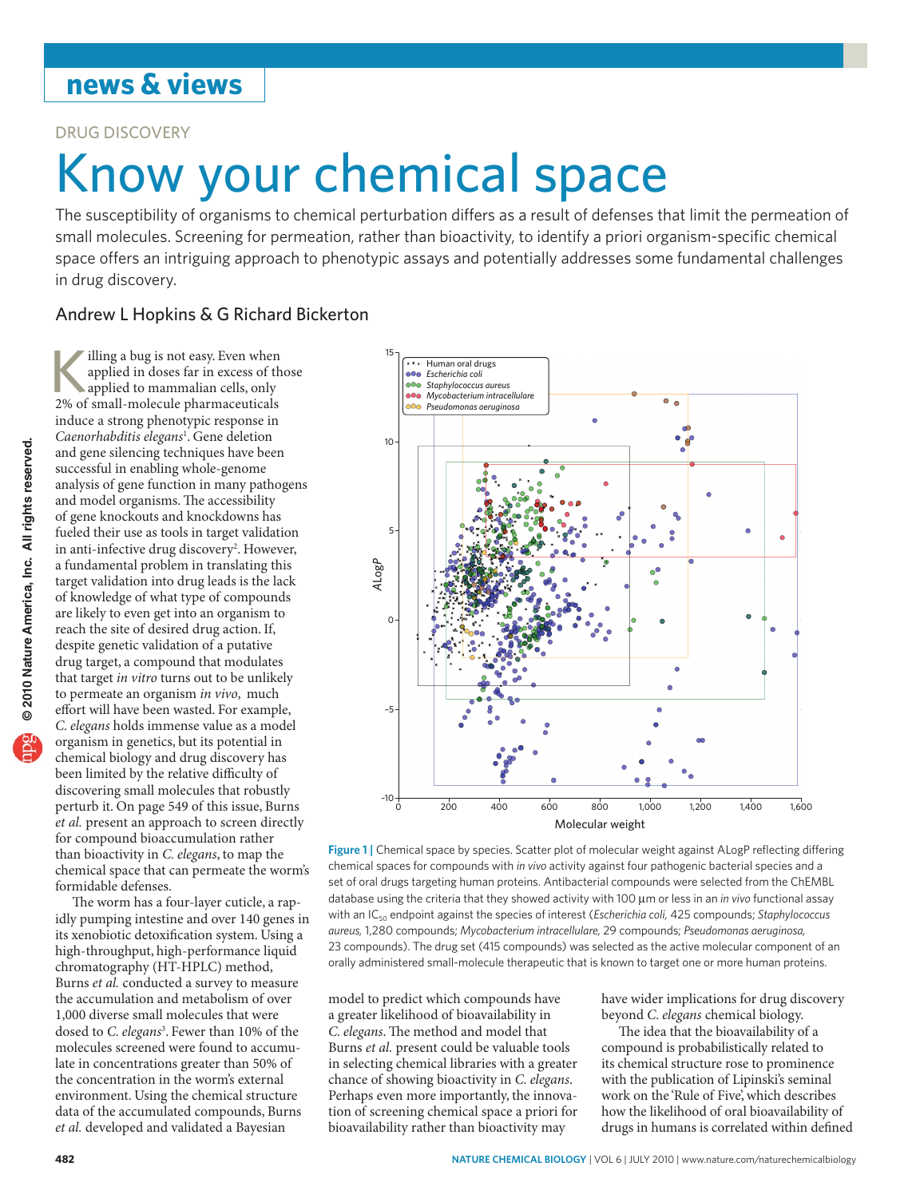## DRUG DISCOVERY

# Know your chemical space

The susceptibility of organisms to chemical perturbation differs as a result of defenses that limit the permeation of small molecules. Screening for permeation, rather than bioactivity, to identify a priori organism-specific chemical space offers an intriguing approach to phenotypic assays and potentially addresses some fundamental challenges in drug discovery.

### Andrew L Hopkins & G Richard Bickerton

Killing a bug is not easy. Even when applied in doses far in excess of those applied to mammalian cells, only 2% of small-molecule pharmaceuticals induce a strong phenotypic response in *Caenorhabditis elegans*[1]. Gene deletion and gene silencing techniques have been successful in enabling whole-genome analysis of gene function in many pathogens and model organisms. The accessibility of gene knockouts and knockdowns has fueled their use as tools in target validation in anti-infective drug discovery[2]. However, a fundamental problem in translating this target validation into drug leads is the lack of knowledge of what type of compounds are likely to even get into an organism to reach the site of desired drug action. If, despite genetic validation of a putative drug target, a compound that modulates that target *in vitro* turns out to be unlikely to permeate an organism *in vivo*, much effort will have been wasted. For example, *C. elegans* holds immense value as a model organism in genetics, but its potential in chemical biology and drug discovery has been limited by the relative difficulty of discovering small molecules that robustly perturb it. On page 549 of this issue, Burns *et al.* present an approach to screen directly for compound bioaccumulation rather than bioactivity in *C. elegans*, to map the chemical space that can permeate the worm's formidable defenses.

The worm has a four-layer cuticle, a rapidly pumping intestine and over 140 genes in its xenobiotic detoxification system. Using a high-throughput, high-performance liquid chromatography (HT-HPLC) method, Burns *et al.* conducted a survey to measure the accumulation and metabolism of over 1,000 diverse small molecules that were dosed to *C. elegans*[3]. Fewer than 10% of the molecules screened were found to accumulate in concentrations greater than 50% of the concentration in the worm's external environment. Using the chemical structure data of the accumulated compounds, Burns *et al.* developed and validated a Bayesian model to predict which compounds have a greater likelihood of bioavailability in *C. elegans*. The method and model that Burns *et al.* present could be valuable tools in selecting chemical libraries with a greater chance of showing bioactivity in *C. elegans*. Perhaps even more importantly, the innovation of screening chemical space a priori for bioavailability rather than bioactivity may have wider implications for drug discovery beyond *C. elegans* chemical biology.

**Figure 1 |** Chemical space by species. Scatter plot of molecular weight against ALogP reflecting differing chemical spaces for compounds with *in vivo* activity against four pathogenic bacterial species and a set of oral drugs targeting human proteins. Antibacterial compounds were selected from the ChEMBL database using the criteria that they showed activity with 100 μm or less in an *in vivo* functional assay with an $IC_{50}$ endpoint against the species of interest (*Escherichia coli*, 425 compounds; *Staphylococcus aureus*, 1,280 compounds; *Mycobacterium intracellulare*, 29 compounds; *Pseudomonas aeruginosa*, 23 compounds). The drug set (415 compounds) was selected as the active molecular component of an orally administered small-molecule therapeutic that is known to target one or more human proteins.

The idea that the bioavailability of a compound is probabilistically related to its chemical structure rose to prominence with the publication of Lipinski's seminal work on the 'Rule of Five', which describes how the likelihood of oral bioavailability of drugs in humans is correlated within defined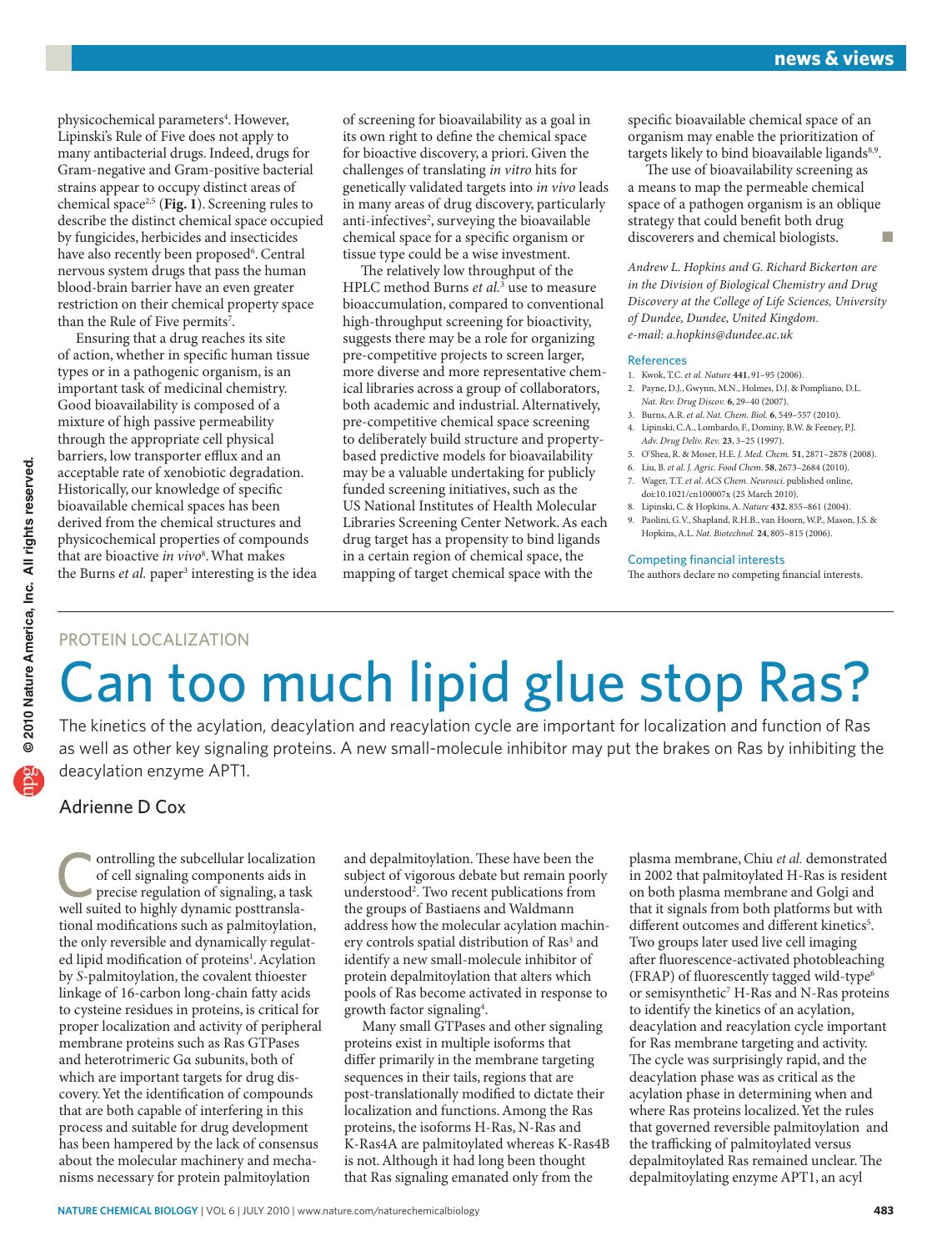physicochemical parameters[4]. However, Lipinski's Rule of Five does not apply to many antibacterial drugs. Indeed, drugs for Gram-negative and Gram-positive bacterial strains appear to occupy distinct areas of chemical space[2,5] (**Fig. 1**). Screening rules to describe the distinct chemical space occupied by fungicides, herbicides and insecticides have also recently been proposed[6]. Central nervous system drugs that pass the human blood-brain barrier have an even greater restriction on their chemical property space than the Rule of Five permits[7].

Ensuring that a drug reaches its site of action, whether in specific human tissue types or in a pathogenic organism, is an important task of medicinal chemistry. Good bioavailability is composed of a mixture of high passive permeability through the appropriate cell physical barriers, low transporter efflux and an acceptable rate of xenobiotic degradation. Historically, our knowledge of specific bioavailable chemical spaces has been derived from the chemical structures and physicochemical properties of compounds that are bioactive *in vivo*[8]. What makes the Burns *et al.* paper[3] interesting is the idea of screening for bioavailability as a goal in its own right to define the chemical space for bioactive discovery, a priori. Given the challenges of translating *in vitro* hits for genetically validated targets into *in vivo* leads in many areas of drug discovery, particularly anti-infectives[2], surveying the bioavailable chemical space for a specific organism or tissue type could be a wise investment.

The relatively low throughput of the HPLC method Burns *et al.*[3] use to measure bioaccumulation, compared to conventional high-throughput screening for bioactivity, suggests there may be a role for organizing pre-competitive projects to screen larger, more diverse and more representative chemical libraries across a group of collaborators, both academic and industrial. Alternatively, pre-competitive chemical space screening to deliberately build structure and property-based predictive models for bioavailability may be a valuable undertaking for publicly funded screening initiatives, such as the US National Institutes of Health Molecular Libraries Screening Center Network. As each drug target has a propensity to bind ligands in a certain region of chemical space, the mapping of target chemical space with the specific bioavailable chemical space of an organism may enable the prioritization of targets likely to bind bioavailable ligands[8,9].

The use of bioavailability screening as a means to map the permeable chemical space of a pathogen organism is an oblique strategy that could benefit both drug discoverers and chemical biologists.

*Andrew L. Hopkins and G. Richard Bickerton are in the Division of Biological Chemistry and Drug Discovery at the College of Life Sciences, University of Dundee, Dundee, United Kingdom.*
*e-mail: a.hopkins@dundee.ac.uk*

### References

1. Kwok, T.C. *et al. Nature* **441**, 91–95 (2006).
2. Payne, D.J., Gwynn, M.N., Holmes, D.J. & Pompliano, D.L. *Nat. Rev. Drug Discov.* **6**, 29–40 (2007).
3. Burns, A.R. *et al. Nat. Chem. Biol.* **6**, 549–557 (2010).
4. Lipinski, C.A., Lombardo, F., Dominy, B.W. & Feeney, P.J. *Adv. Drug Deliv. Rev.* **23**, 3–25 (1997).
5. O'Shea, R. & Moser, H.E. *J. Med. Chem.* **51**, 2871–2878 (2008).
6. Liu, B. *et al. J. Agric. Food Chem.* **58**, 2673–2684 (2010).
7. Wager, T.T. *et al. ACS Chem. Neurosci.* published online, doi:10.1021/cn100007x (25 March 2010).
8. Lipinski, C. & Hopkins, A. *Nature* **432**, 855–861 (2004).
9. Paolini, G.V., Shapland, R.H.B., van Hoorn, W.P., Mason, J.S. & Hopkins, A.L. *Nat. Biotechnol.* **24**, 805–815 (2006).

### Competing financial interests

The authors declare no competing financial interests.

---

PROTEIN LOCALIZATION

# Can too much lipid glue stop Ras?

The kinetics of the acylation, deacylation and reacylation cycle are important for localization and function of Ras as well as other key signaling proteins. A new small-molecule inhibitor may put the brakes on Ras by inhibiting the deacylation enzyme APT1.

## Adrienne D Cox

Controlling the subcellular localization of cell signaling components aids in precise regulation of signaling, a task well suited to highly dynamic posttranslational modifications such as palmitoylation, the only reversible and dynamically regulated lipid modification of proteins[1]. Acylation by *S*-palmitoylation, the covalent thioester linkage of 16-carbon long-chain fatty acids to cysteine residues in proteins, is critical for proper localization and activity of peripheral membrane proteins such as Ras GTPases and heterotrimeric Gα subunits, both of which are important targets for drug discovery. Yet the identification of compounds that are both capable of interfering in this process and suitable for drug development has been hampered by the lack of consensus about the molecular machinery and mechanisms necessary for protein palmitoylation and depalmitoylation. These have been the subject of vigorous debate but remain poorly understood[2]. Two recent publications from the groups of Bastiaens and Waldmann address how the molecular acylation machinery controls spatial distribution of Ras[3] and identify a new small-molecule inhibitor of protein depalmitoylation that alters which pools of Ras become activated in response to growth factor signaling[4].

Many small GTPases and other signaling proteins exist in multiple isoforms that differ primarily in the membrane targeting sequences in their tails, regions that are post-translationally modified to dictate their localization and functions. Among the Ras proteins, the isoforms H-Ras, N-Ras and K-Ras4A are palmitoylated whereas K-Ras4B is not. Although it had long been thought that Ras signaling emanated only from the plasma membrane, Chiu *et al.* demonstrated in 2002 that palmitoylated H-Ras is resident on both plasma membrane and Golgi and that it signals from both platforms but with different outcomes and different kinetics[5]. Two groups later used live cell imaging after fluorescence-activated photobleaching (FRAP) of fluorescently tagged wild-type[6] or semisynthetic[7] H-Ras and N-Ras proteins to identify the kinetics of an acylation, deacylation and reacylation cycle important for Ras membrane targeting and activity. The cycle was surprisingly rapid, and the deacylation phase was as critical as the acylation phase in determining when and where Ras proteins localized. Yet the rules that governed reversible palmitoylation and the trafficking of palmitoylated versus depalmitoylated Ras remained unclear. The depalmitoylating enzyme APT1, an acyl